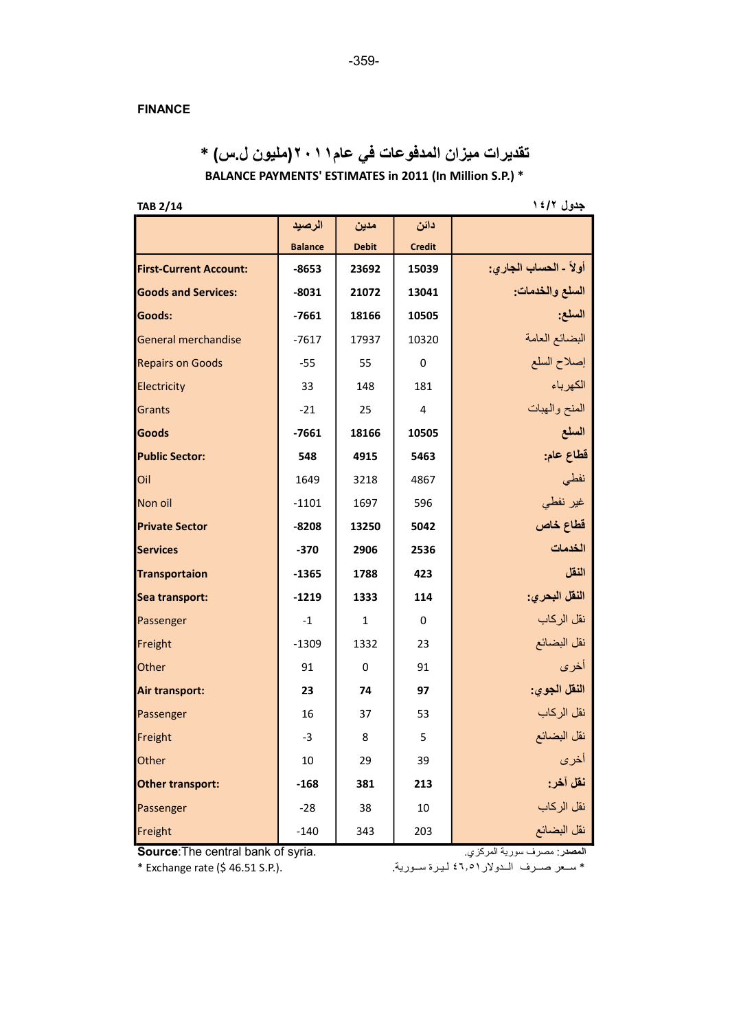FINANCE

# تقديرات ميزان المدفوعات في عام ٢٠١١ (مليون ل.س) *

## BALANCE PAYMENTS' ESTIMATES in 2011 (In Million S.P.) *

TAB 2/14 — جدول ١٤/٢

| | الرصيد Balance | مدين Debit | دائن Credit | |
|---|---|---|---|---|
| **First-Current Account:** | **-8653** | **23692** | **15039** | **أولاً - الحساب الجاري:** |
| **Goods and Services:** | **-8031** | **21072** | **13041** | **السلع والخدمات:** |
| **Goods:** | **-7661** | **18166** | **10505** | **السلع:** |
| General merchandise | -7617 | 17937 | 10320 | البضائع العامة |
| Repairs on Goods | -55 | 55 | 0 | إصلاح السلع |
| Electricity | 33 | 148 | 181 | الكهرباء |
| Grants | -21 | 25 | 4 | المنح والهبات |
| **Goods** | **-7661** | **18166** | **10505** | **السلع** |
| **Public Sector:** | **548** | **4915** | **5463** | **قطاع عام:** |
| Oil | 1649 | 3218 | 4867 | نفطي |
| Non oil | -1101 | 1697 | 596 | غير نفطي |
| **Private Sector** | **-8208** | **13250** | **5042** | **قطاع خاص** |
| **Services** | **-370** | **2906** | **2536** | **الخدمات** |
| **Transportaion** | **-1365** | **1788** | **423** | **النقل** |
| **Sea transport:** | **-1219** | **1333** | **114** | **النقل البحري:** |
| Passenger | -1 | 1 | 0 | نقل الركاب |
| Freight | -1309 | 1332 | 23 | نقل البضائع |
| Other | 91 | 0 | 91 | أخرى |
| **Air transport:** | **23** | **74** | **97** | **النقل الجوي:** |
| Passenger | 16 | 37 | 53 | نقل الركاب |
| Freight | -3 | 8 | 5 | نقل البضائع |
| Other | 10 | 29 | 39 | أخرى |
| **Other transport:** | **-168** | **381** | **213** | **نقل آخر:** |
| Passenger | -28 | 38 | 10 | نقل الركاب |
| Freight | -140 | 343 | 203 | نقل البضائع |

**Source**:The central bank of syria. — **المصدر**: مصرف سورية المركزي.

* Exchange rate ($ 46.51 S.P.). — * سعر صرف الدولار ٤٦,٥١ ليرة سورية.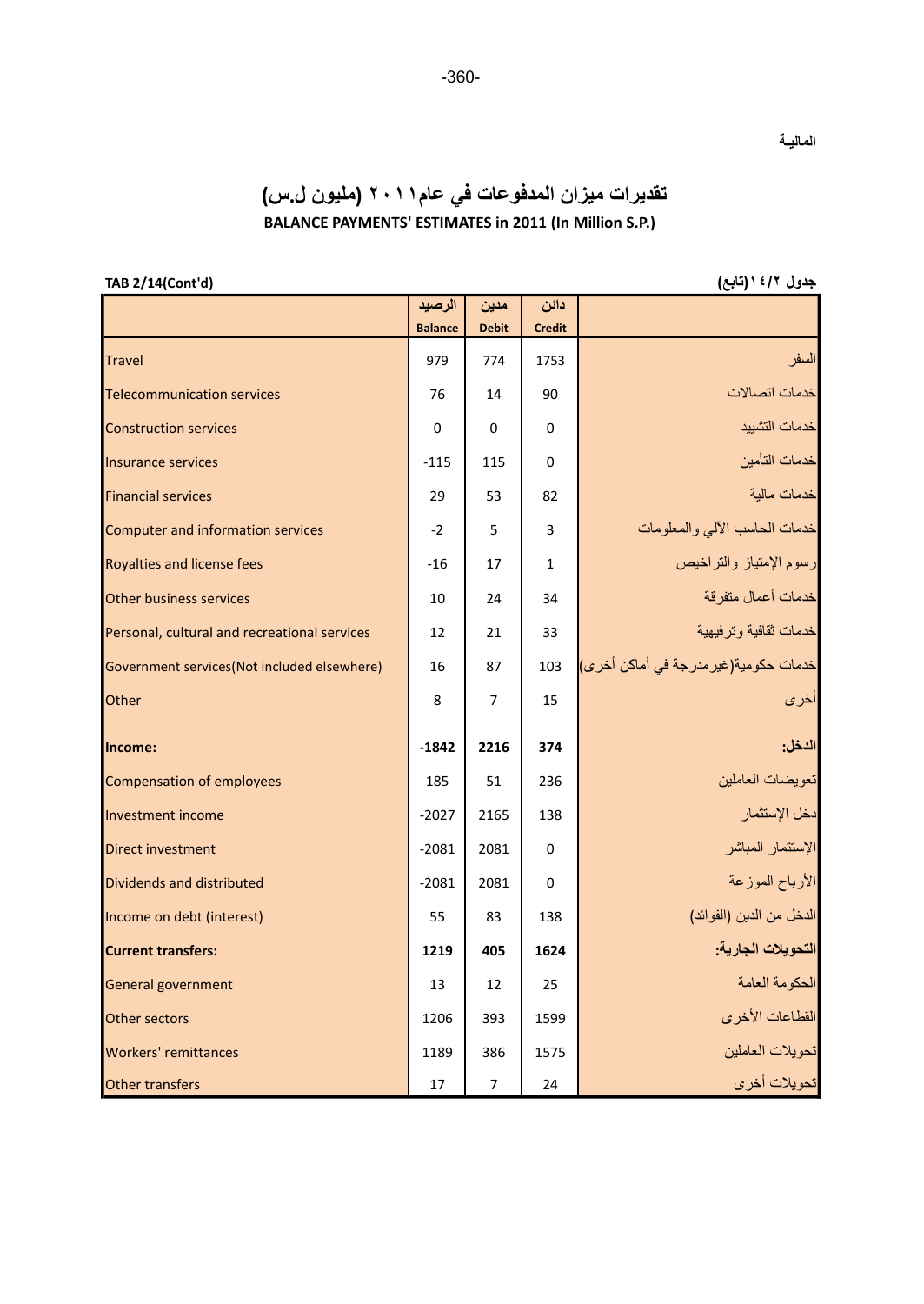المالية

# تقديرات ميزان المدفوعات في عام ٢٠١١ (مليون ل.س)

## BALANCE PAYMENTS' ESTIMATES in 2011 (In Million S.P.)

TAB 2/14(Cont'd) — جدول ٢/١٤(تابع)

| | الرصيد Balance | مدين Debit | دائن Credit | |
|---|---|---|---|---|
| Travel | 979 | 774 | 1753 | السفر |
| Telecommunication services | 76 | 14 | 90 | خدمات اتصالات |
| Construction services | 0 | 0 | 0 | خدمات التشييد |
| Insurance services | -115 | 115 | 0 | خدمات التأمين |
| Financial services | 29 | 53 | 82 | خدمات مالية |
| Computer and information services | -2 | 5 | 3 | خدمات الحاسب الآلي والمعلومات |
| Royalties and license fees | -16 | 17 | 1 | رسوم الإمتياز والتراخيص |
| Other business services | 10 | 24 | 34 | خدمات أعمال متفرقة |
| Personal, cultural and recreational services | 12 | 21 | 33 | خدمات ثقافية وترفيهية |
| Government services(Not included elsewhere) | 16 | 87 | 103 | خدمات حكومية(غيرمدرجة في أماكن أخرى) |
| Other | 8 | 7 | 15 | أخرى |
| **Income:** | **-1842** | **2216** | **374** | **الدخل:** |
| Compensation of employees | 185 | 51 | 236 | تعويضات العاملين |
| Investment income | -2027 | 2165 | 138 | دخل الإستثمار |
| Direct investment | -2081 | 2081 | 0 | الإستثمار المباشر |
| Dividends and distributed | -2081 | 2081 | 0 | الأرباح الموزعة |
| Income on debt (interest) | 55 | 83 | 138 | الدخل من الدين (الفوائد) |
| **Current transfers:** | **1219** | **405** | **1624** | **التحويلات الجارية:** |
| General government | 13 | 12 | 25 | الحكومة العامة |
| Other sectors | 1206 | 393 | 1599 | القطاعات الأخرى |
| Workers' remittances | 1189 | 386 | 1575 | تحويلات العاملين |
| Other transfers | 17 | 7 | 24 | تحويلات أخرى |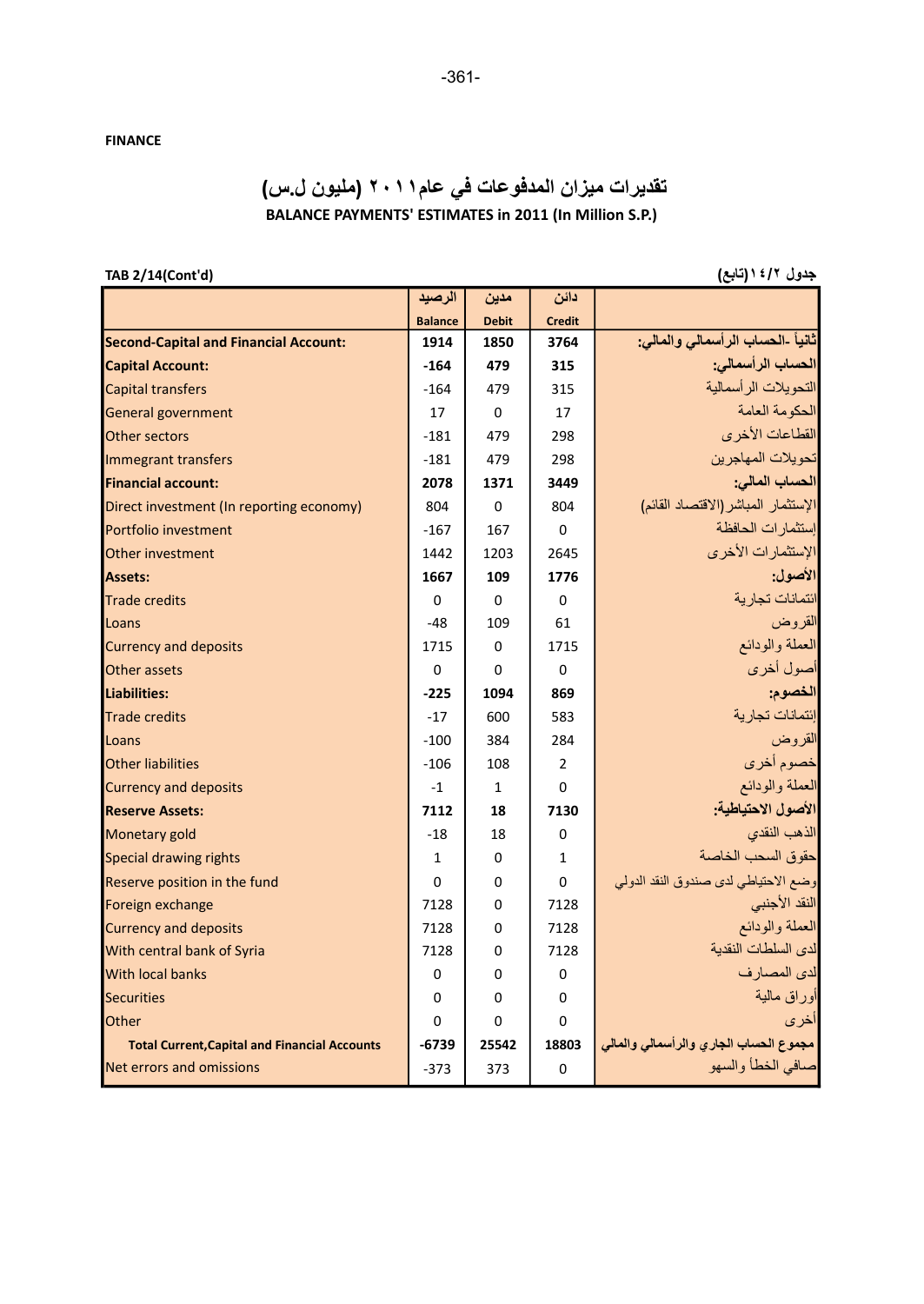**FINANCE**

# تقديرات ميزان المدفوعات في عام٢٠١١ (مليون ل.س)

## BALANCE PAYMENTS' ESTIMATES in 2011 (In Million S.P.)

**TAB 2/14(Cont'd)** | **جدول ٢/١٤(تابع)**

| | الرصيد Balance | مدين Debit | دائن Credit | |
|---|---|---|---|---|
| **Second-Capital and Financial Account:** | **1914** | **1850** | **3764** | **ثانياً -الحساب الرأسمالي والمالي:** |
| **Capital Account:** | **-164** | **479** | **315** | **الحساب الرأسمالي:** |
| Capital transfers | -164 | 479 | 315 | التحويلات الرأسمالية |
| General government | 17 | 0 | 17 | الحكومة العامة |
| Other sectors | -181 | 479 | 298 | القطاعات الأخرى |
| Immegrant transfers | -181 | 479 | 298 | تحويلات المهاجرين |
| **Financial account:** | **2078** | **1371** | **3449** | **الحساب المالي:** |
| Direct investment (In reporting economy) | 804 | 0 | 804 | الإستثمار المباشر(الاقتصاد القائم) |
| Portfolio investment | -167 | 167 | 0 | إستثمارات الحافظة |
| Other investment | 1442 | 1203 | 2645 | الإستثمارات الأخرى |
| **Assets:** | **1667** | **109** | **1776** | **الأصول:** |
| Trade credits | 0 | 0 | 0 | ائتمانات تجارية |
| Loans | -48 | 109 | 61 | القروض |
| Currency and deposits | 1715 | 0 | 1715 | العملة والودائع |
| Other assets | 0 | 0 | 0 | أصول أخرى |
| **Liabilities:** | **-225** | **1094** | **869** | **الخصوم:** |
| Trade credits | -17 | 600 | 583 | إئتمانات تجارية |
| Loans | -100 | 384 | 284 | القروض |
| Other liabilities | -106 | 108 | 2 | خصوم أخرى |
| Currency and deposits | -1 | 1 | 0 | العملة والودائع |
| **Reserve Assets:** | **7112** | **18** | **7130** | **الأصول الاحتياطية:** |
| Monetary gold | -18 | 18 | 0 | الذهب النقدي |
| Special drawing rights | 1 | 0 | 1 | حقوق السحب الخاصة |
| Reserve position in the fund | 0 | 0 | 0 | وضع الاحتياطي لدى صندوق النقد الدولي |
| Foreign exchange | 7128 | 0 | 7128 | النقد الأجنبي |
| Currency and deposits | 7128 | 0 | 7128 | العملة والودائع |
| With central bank of Syria | 7128 | 0 | 7128 | لدى السلطات النقدية |
| With local banks | 0 | 0 | 0 | لدى المصارف |
| Securities | 0 | 0 | 0 | أوراق مالية |
| Other | 0 | 0 | 0 | أخرى |
| **Total Current,Capital and Financial Accounts** | **-6739** | **25542** | **18803** | **مجموع الحساب الجاري والرأسمالي والمالي** |
| Net errors and omissions | -373 | 373 | 0 | صافي الخطأ والسهو |